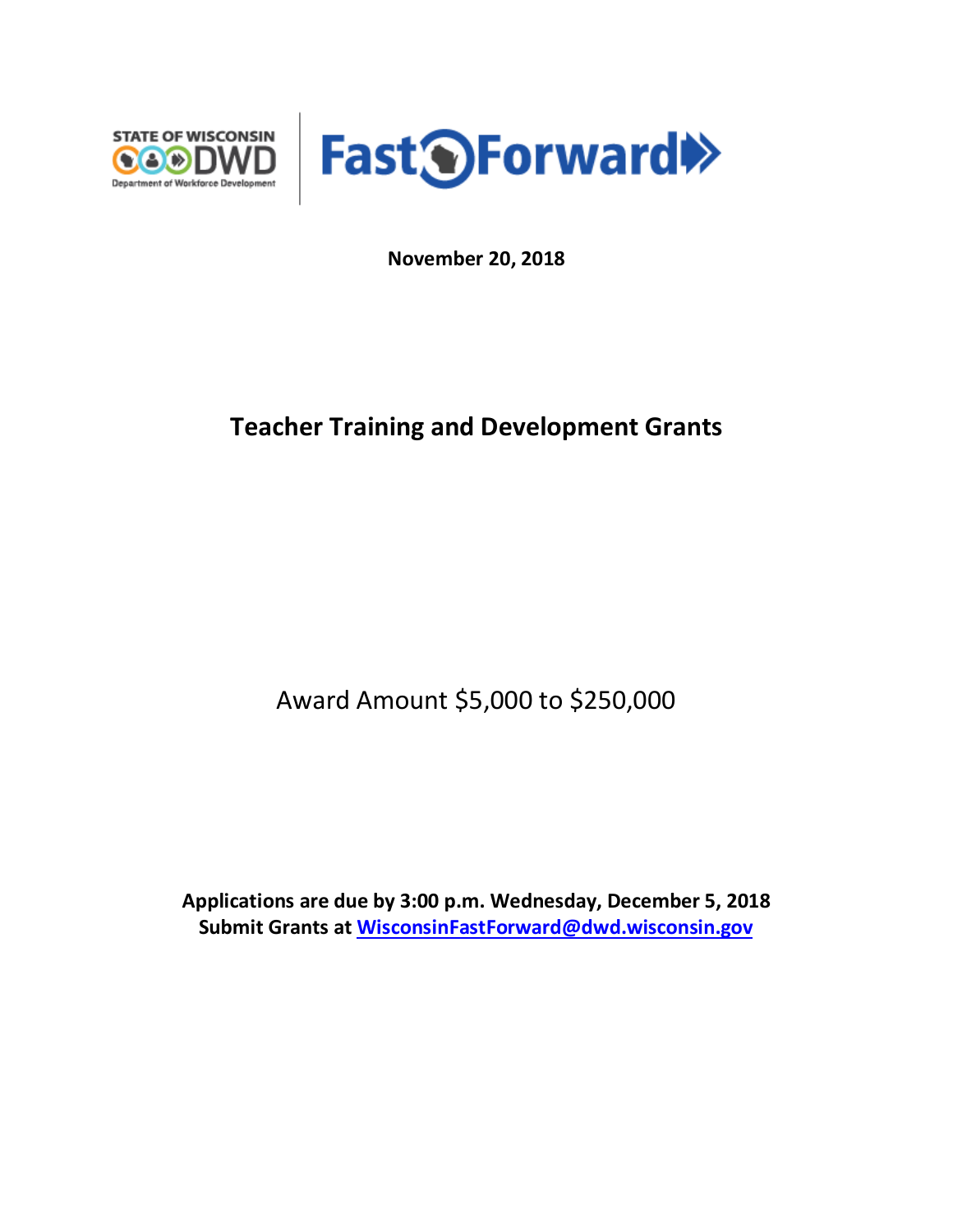STATE OF WISCONSIN DWD Department of Workforce Development | Fast Forward

**November 20, 2018**

# Teacher Training and Development Grants

Award Amount $5,000 to $250,000

**Applications are due by 3:00 p.m. Wednesday, December 5, 2018**
**Submit Grants at WisconsinFastForward@dwd.wisconsin.gov**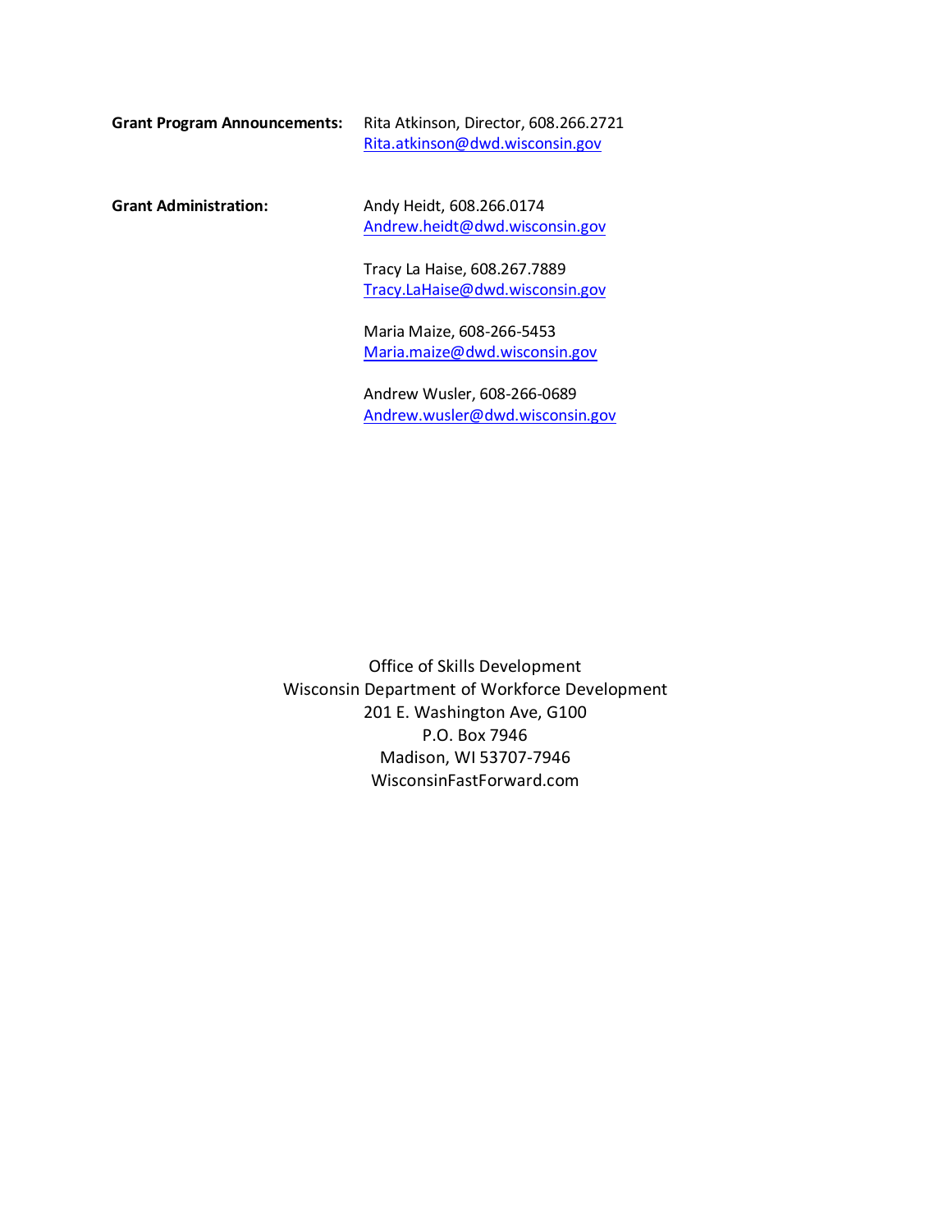**Grant Program Announcements:** Rita Atkinson, Director, 608.266.2721
Rita.atkinson@dwd.wisconsin.gov

**Grant Administration:**

Andy Heidt, 608.266.0174
Andrew.heidt@dwd.wisconsin.gov

Tracy La Haise, 608.267.7889
Tracy.LaHaise@dwd.wisconsin.gov

Maria Maize, 608-266-5453
Maria.maize@dwd.wisconsin.gov

Andrew Wusler, 608-266-0689
Andrew.wusler@dwd.wisconsin.gov

Office of Skills Development
Wisconsin Department of Workforce Development
201 E. Washington Ave, G100
P.O. Box 7946
Madison, WI 53707-7946
WisconsinFastForward.com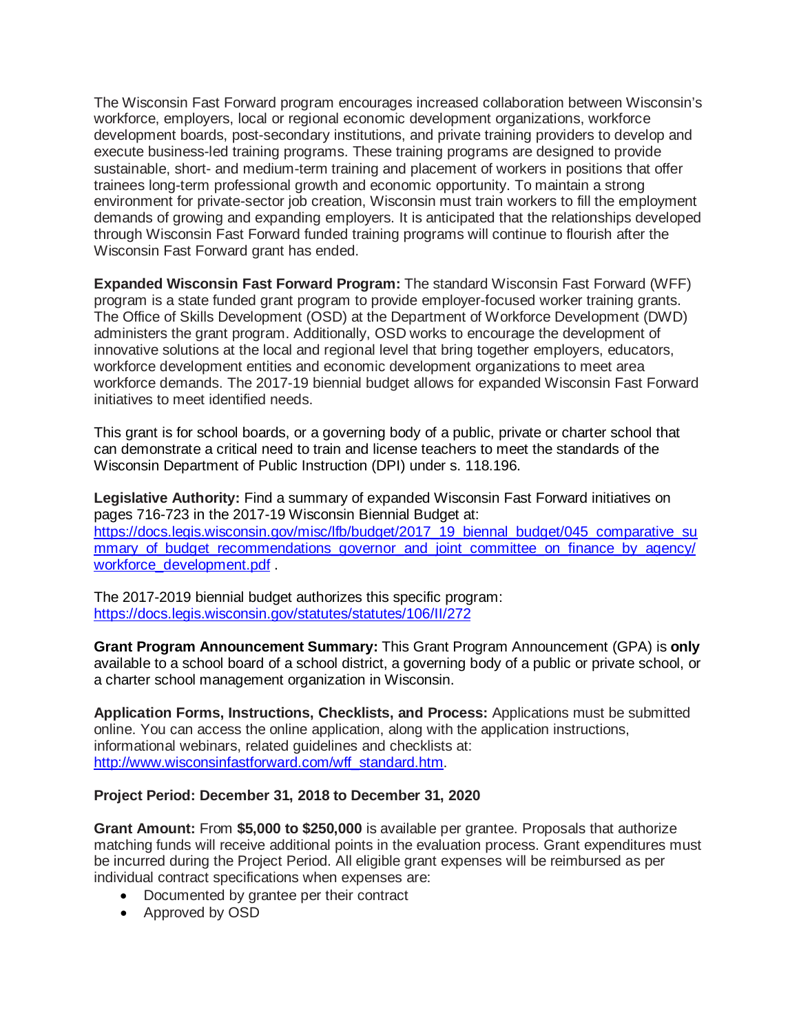The Wisconsin Fast Forward program encourages increased collaboration between Wisconsin's workforce, employers, local or regional economic development organizations, workforce development boards, post-secondary institutions, and private training providers to develop and execute business-led training programs. These training programs are designed to provide sustainable, short- and medium-term training and placement of workers in positions that offer trainees long-term professional growth and economic opportunity. To maintain a strong environment for private-sector job creation, Wisconsin must train workers to fill the employment demands of growing and expanding employers. It is anticipated that the relationships developed through Wisconsin Fast Forward funded training programs will continue to flourish after the Wisconsin Fast Forward grant has ended.

**Expanded Wisconsin Fast Forward Program:** The standard Wisconsin Fast Forward (WFF) program is a state funded grant program to provide employer-focused worker training grants. The Office of Skills Development (OSD) at the Department of Workforce Development (DWD) administers the grant program. Additionally, OSD works to encourage the development of innovative solutions at the local and regional level that bring together employers, educators, workforce development entities and economic development organizations to meet area workforce demands. The 2017-19 biennial budget allows for expanded Wisconsin Fast Forward initiatives to meet identified needs.

This grant is for school boards, or a governing body of a public, private or charter school that can demonstrate a critical need to train and license teachers to meet the standards of the Wisconsin Department of Public Instruction (DPI) under s. 118.196.

**Legislative Authority:** Find a summary of expanded Wisconsin Fast Forward initiatives on pages 716-723 in the 2017-19 Wisconsin Biennial Budget at: [https://docs.legis.wisconsin.gov/misc/lfb/budget/2017_19_biennal_budget/045_comparative_summary_of_budget_recommendations_governor_and_joint_committee_on_finance_by_agency/workforce_development.pdf](https://docs.legis.wisconsin.gov/misc/lfb/budget/2017_19_biennal_budget/045_comparative_summary_of_budget_recommendations_governor_and_joint_committee_on_finance_by_agency/workforce_development.pdf) .

The 2017-2019 biennial budget authorizes this specific program: [https://docs.legis.wisconsin.gov/statutes/statutes/106/II/272](https://docs.legis.wisconsin.gov/statutes/statutes/106/II/272)

**Grant Program Announcement Summary:** This Grant Program Announcement (GPA) is **only** available to a school board of a school district, a governing body of a public or private school, or a charter school management organization in Wisconsin.

**Application Forms, Instructions, Checklists, and Process:** Applications must be submitted online. You can access the online application, along with the application instructions, informational webinars, related guidelines and checklists at: [http://www.wisconsinfastforward.com/wff_standard.htm](http://www.wisconsinfastforward.com/wff_standard.htm).

**Project Period: December 31, 2018 to December 31, 2020**

**Grant Amount:** From **$5,000 to $250,000** is available per grantee. Proposals that authorize matching funds will receive additional points in the evaluation process. Grant expenditures must be incurred during the Project Period. All eligible grant expenses will be reimbursed as per individual contract specifications when expenses are:

- Documented by grantee per their contract
- Approved by OSD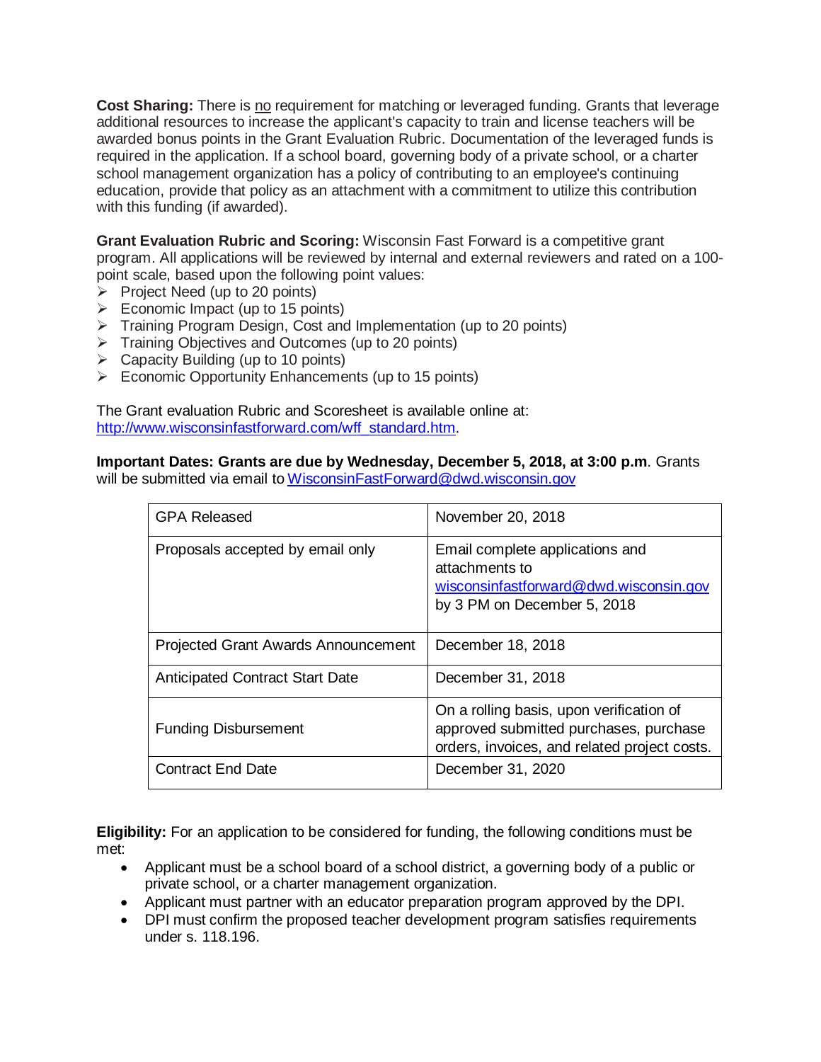**Cost Sharing:** There is no requirement for matching or leveraged funding. Grants that leverage additional resources to increase the applicant's capacity to train and license teachers will be awarded bonus points in the Grant Evaluation Rubric. Documentation of the leveraged funds is required in the application. If a school board, governing body of a private school, or a charter school management organization has a policy of contributing to an employee's continuing education, provide that policy as an attachment with a commitment to utilize this contribution with this funding (if awarded).

**Grant Evaluation Rubric and Scoring:** Wisconsin Fast Forward is a competitive grant program. All applications will be reviewed by internal and external reviewers and rated on a 100-point scale, based upon the following point values:

- Project Need (up to 20 points)
- Economic Impact (up to 15 points)
- Training Program Design, Cost and Implementation (up to 20 points)
- Training Objectives and Outcomes (up to 20 points)
- Capacity Building (up to 10 points)
- Economic Opportunity Enhancements (up to 15 points)

The Grant evaluation Rubric and Scoresheet is available online at: http://www.wisconsinfastforward.com/wff_standard.htm.

**Important Dates: Grants are due by Wednesday, December 5, 2018, at 3:00 p.m**. Grants will be submitted via email to WisconsinFastForward@dwd.wisconsin.gov

| | |
|---|---|
| GPA Released | November 20, 2018 |
| Proposals accepted by email only | Email complete applications and attachments to wisconsinfastforward@dwd.wisconsin.gov by 3 PM on December 5, 2018 |
| Projected Grant Awards Announcement | December 18, 2018 |
| Anticipated Contract Start Date | December 31, 2018 |
| Funding Disbursement | On a rolling basis, upon verification of approved submitted purchases, purchase orders, invoices, and related project costs. |
| Contract End Date | December 31, 2020 |

**Eligibility:** For an application to be considered for funding, the following conditions must be met:

- Applicant must be a school board of a school district, a governing body of a public or private school, or a charter management organization.
- Applicant must partner with an educator preparation program approved by the DPI.
- DPI must confirm the proposed teacher development program satisfies requirements under s. 118.196.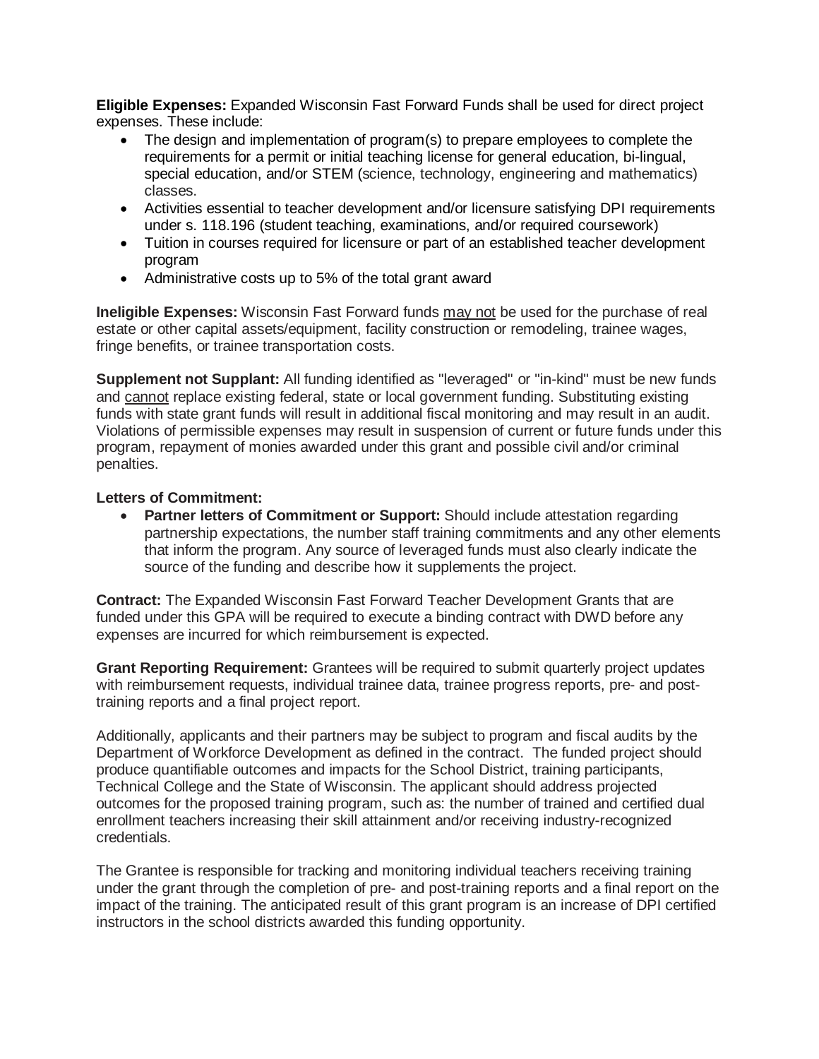**Eligible Expenses:** Expanded Wisconsin Fast Forward Funds shall be used for direct project expenses. These include:

- The design and implementation of program(s) to prepare employees to complete the requirements for a permit or initial teaching license for general education, bi-lingual, special education, and/or STEM (science, technology, engineering and mathematics) classes.
- Activities essential to teacher development and/or licensure satisfying DPI requirements under s. 118.196 (student teaching, examinations, and/or required coursework)
- Tuition in courses required for licensure or part of an established teacher development program
- Administrative costs up to 5% of the total grant award

**Ineligible Expenses:** Wisconsin Fast Forward funds <u>may not</u> be used for the purchase of real estate or other capital assets/equipment, facility construction or remodeling, trainee wages, fringe benefits, or trainee transportation costs.

**Supplement not Supplant:** All funding identified as "leveraged" or "in-kind" must be new funds and <u>cannot</u> replace existing federal, state or local government funding. Substituting existing funds with state grant funds will result in additional fiscal monitoring and may result in an audit. Violations of permissible expenses may result in suspension of current or future funds under this program, repayment of monies awarded under this grant and possible civil and/or criminal penalties.

**Letters of Commitment:**

- **Partner letters of Commitment or Support:** Should include attestation regarding partnership expectations, the number staff training commitments and any other elements that inform the program. Any source of leveraged funds must also clearly indicate the source of the funding and describe how it supplements the project.

**Contract:** The Expanded Wisconsin Fast Forward Teacher Development Grants that are funded under this GPA will be required to execute a binding contract with DWD before any expenses are incurred for which reimbursement is expected.

**Grant Reporting Requirement:** Grantees will be required to submit quarterly project updates with reimbursement requests, individual trainee data, trainee progress reports, pre- and post-training reports and a final project report.

Additionally, applicants and their partners may be subject to program and fiscal audits by the Department of Workforce Development as defined in the contract. The funded project should produce quantifiable outcomes and impacts for the School District, training participants, Technical College and the State of Wisconsin. The applicant should address projected outcomes for the proposed training program, such as: the number of trained and certified dual enrollment teachers increasing their skill attainment and/or receiving industry-recognized credentials.

The Grantee is responsible for tracking and monitoring individual teachers receiving training under the grant through the completion of pre- and post-training reports and a final report on the impact of the training. The anticipated result of this grant program is an increase of DPI certified instructors in the school districts awarded this funding opportunity.